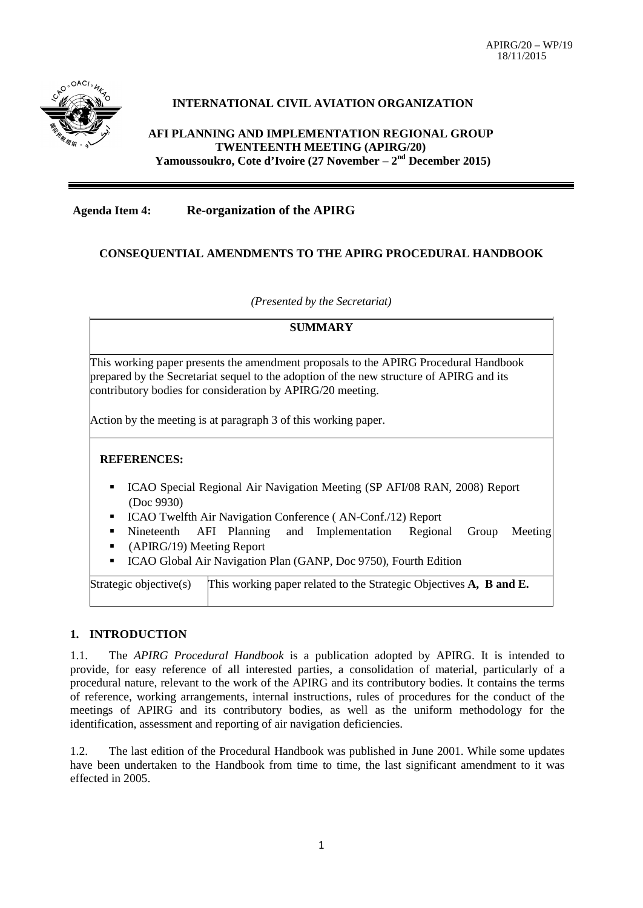APIRG/20 – WP/19
18/11/2015

**INTERNATIONAL CIVIL AVIATION ORGANIZATION**

**AFI PLANNING AND IMPLEMENTATION REGIONAL GROUP TWENTEENTH MEETING (APIRG/20)**
**Yamoussoukro, Cote d'Ivoire (27 November – 2nd December 2015)**

---

**Agenda Item 4: Re-organization of the APIRG**

## CONSEQUENTIAL AMENDMENTS TO THE APIRG PROCEDURAL HANDBOOK

*(Presented by the Secretariat)*

**SUMMARY**

This working paper presents the amendment proposals to the APIRG Procedural Handbook prepared by the Secretariat sequel to the adoption of the new structure of APIRG and its contributory bodies for consideration by APIRG/20 meeting.

Action by the meeting is at paragraph 3 of this working paper.

**REFERENCES:**

- ICAO Special Regional Air Navigation Meeting (SP AFI/08 RAN, 2008) Report (Doc 9930)
- ICAO Twelfth Air Navigation Conference ( AN-Conf./12) Report
- Nineteenth AFI Planning and Implementation Regional Group Meeting
- (APIRG/19) Meeting Report
- ICAO Global Air Navigation Plan (GANP, Doc 9750), Fourth Edition

| Strategic objective(s) | This working paper related to the Strategic Objectives **A, B and E.** |
|---|---|

## 1. INTRODUCTION

1.1. The *APIRG Procedural Handbook* is a publication adopted by APIRG. It is intended to provide, for easy reference of all interested parties, a consolidation of material, particularly of a procedural nature, relevant to the work of the APIRG and its contributory bodies. It contains the terms of reference, working arrangements, internal instructions, rules of procedures for the conduct of the meetings of APIRG and its contributory bodies, as well as the uniform methodology for the identification, assessment and reporting of air navigation deficiencies.

1.2. The last edition of the Procedural Handbook was published in June 2001. While some updates have been undertaken to the Handbook from time to time, the last significant amendment to it was effected in 2005.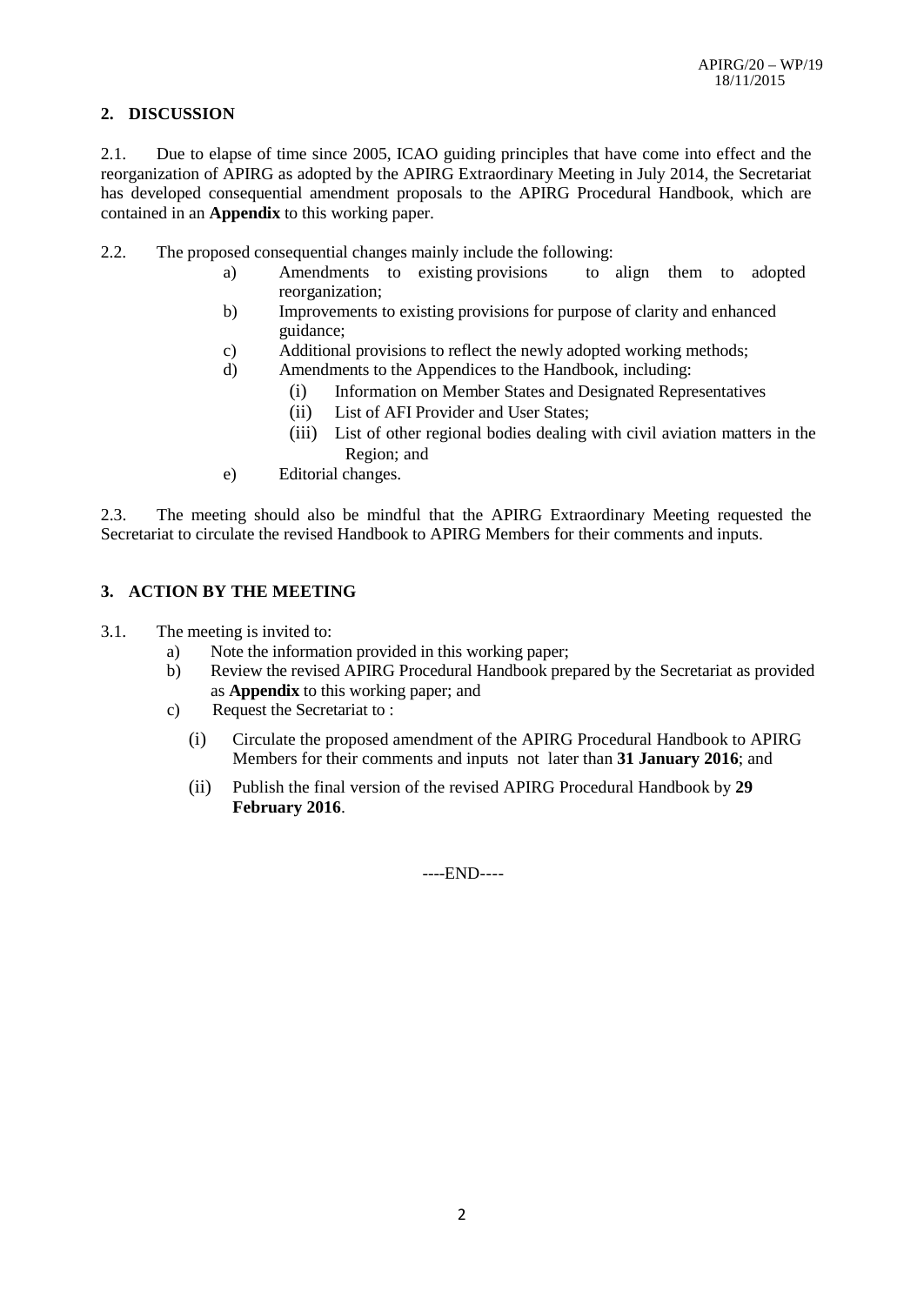## 2. DISCUSSION

2.1. Due to elapse of time since 2005, ICAO guiding principles that have come into effect and the reorganization of APIRG as adopted by the APIRG Extraordinary Meeting in July 2014, the Secretariat has developed consequential amendment proposals to the APIRG Procedural Handbook, which are contained in an **Appendix** to this working paper.

2.2. The proposed consequential changes mainly include the following:

a) Amendments to existing provisions to align them to adopted reorganization;

b) Improvements to existing provisions for purpose of clarity and enhanced guidance;

c) Additional provisions to reflect the newly adopted working methods;

d) Amendments to the Appendices to the Handbook, including:

   (i) Information on Member States and Designated Representatives

   (ii) List of AFI Provider and User States;

   (iii) List of other regional bodies dealing with civil aviation matters in the Region; and

e) Editorial changes.

2.3. The meeting should also be mindful that the APIRG Extraordinary Meeting requested the Secretariat to circulate the revised Handbook to APIRG Members for their comments and inputs.

## 3. ACTION BY THE MEETING

3.1. The meeting is invited to:

a) Note the information provided in this working paper;

b) Review the revised APIRG Procedural Handbook prepared by the Secretariat as provided as **Appendix** to this working paper; and

c) Request the Secretariat to :

   (i) Circulate the proposed amendment of the APIRG Procedural Handbook to APIRG Members for their comments and inputs not later than **31 January 2016**; and

   (ii) Publish the final version of the revised APIRG Procedural Handbook by **29 February 2016**.

----END----